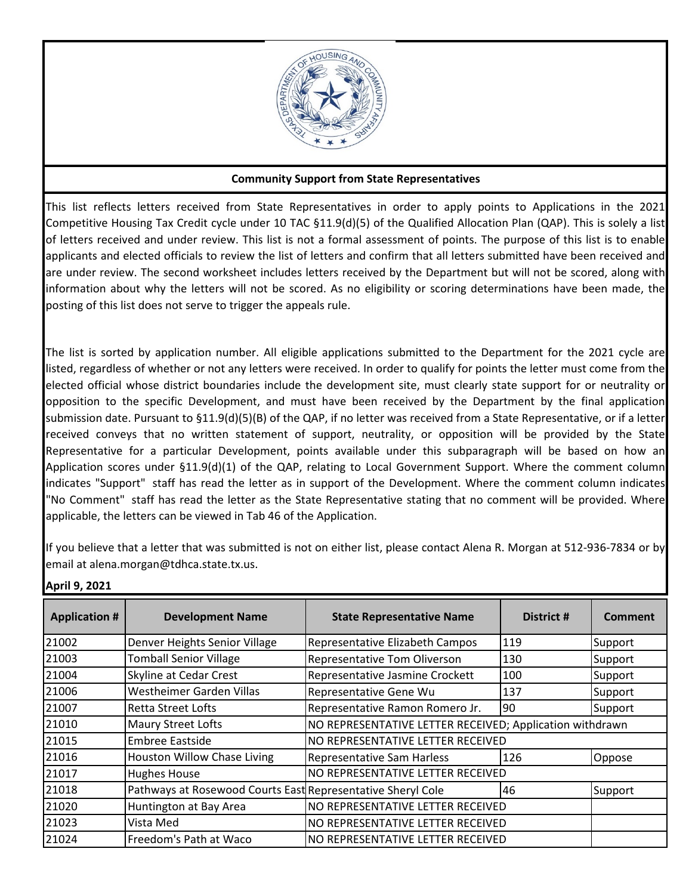## Community Support from State Representatives

This list reflects letters received from State Representatives in order to apply points to Applications in the 2021 Competitive Housing Tax Credit cycle under 10 TAC §11.9(d)(5) of the Qualified Allocation Plan (QAP). This is solely a list of letters received and under review. This list is not a formal assessment of points. The purpose of this list is to enable applicants and elected officials to review the list of letters and confirm that all letters submitted have been received and are under review. The second worksheet includes letters received by the Department but will not be scored, along with information about why the letters will not be scored. As no eligibility or scoring determinations have been made, the posting of this list does not serve to trigger the appeals rule.

The list is sorted by application number. All eligible applications submitted to the Department for the 2021 cycle are listed, regardless of whether or not any letters were received. In order to qualify for points the letter must come from the elected official whose district boundaries include the development site, must clearly state support for or neutrality or opposition to the specific Development, and must have been received by the Department by the final application submission date. Pursuant to §11.9(d)(5)(B) of the QAP, if no letter was received from a State Representative, or if a letter received conveys that no written statement of support, neutrality, or opposition will be provided by the State Representative for a particular Development, points available under this subparagraph will be based on how an Application scores under §11.9(d)(1) of the QAP, relating to Local Government Support. Where the comment column indicates "Support" staff has read the letter as in support of the Development. Where the comment column indicates "No Comment" staff has read the letter as the State Representative stating that no comment will be provided. Where applicable, the letters can be viewed in Tab 46 of the Application.

If you believe that a letter that was submitted is not on either list, please contact Alena R. Morgan at 512-936-7834 or by email at alena.morgan@tdhca.state.tx.us.

**April 9, 2021**

| Application # | Development Name | State Representative Name | District # | Comment |
|---|---|---|---|---|
| 21002 | Denver Heights Senior Village | Representative Elizabeth Campos | 119 | Support |
| 21003 | Tomball Senior Village | Representative Tom Oliverson | 130 | Support |
| 21004 | Skyline at Cedar Crest | Representative Jasmine Crockett | 100 | Support |
| 21006 | Westheimer Garden Villas | Representative Gene Wu | 137 | Support |
| 21007 | Retta Street Lofts | Representative Ramon Romero Jr. | 90 | Support |
| 21010 | Maury Street Lofts | NO REPRESENTATIVE LETTER RECEIVED; Application withdrawn | | |
| 21015 | Embree Eastside | NO REPRESENTATIVE LETTER RECEIVED | | |
| 21016 | Houston Willow Chase Living | Representative Sam Harless | 126 | Oppose |
| 21017 | Hughes House | NO REPRESENTATIVE LETTER RECEIVED | | |
| 21018 | Pathways at Rosewood Courts East | Representative Sheryl Cole | 46 | Support |
| 21020 | Huntington at Bay Area | NO REPRESENTATIVE LETTER RECEIVED | | |
| 21023 | Vista Med | NO REPRESENTATIVE LETTER RECEIVED | | |
| 21024 | Freedom's Path at Waco | NO REPRESENTATIVE LETTER RECEIVED | | |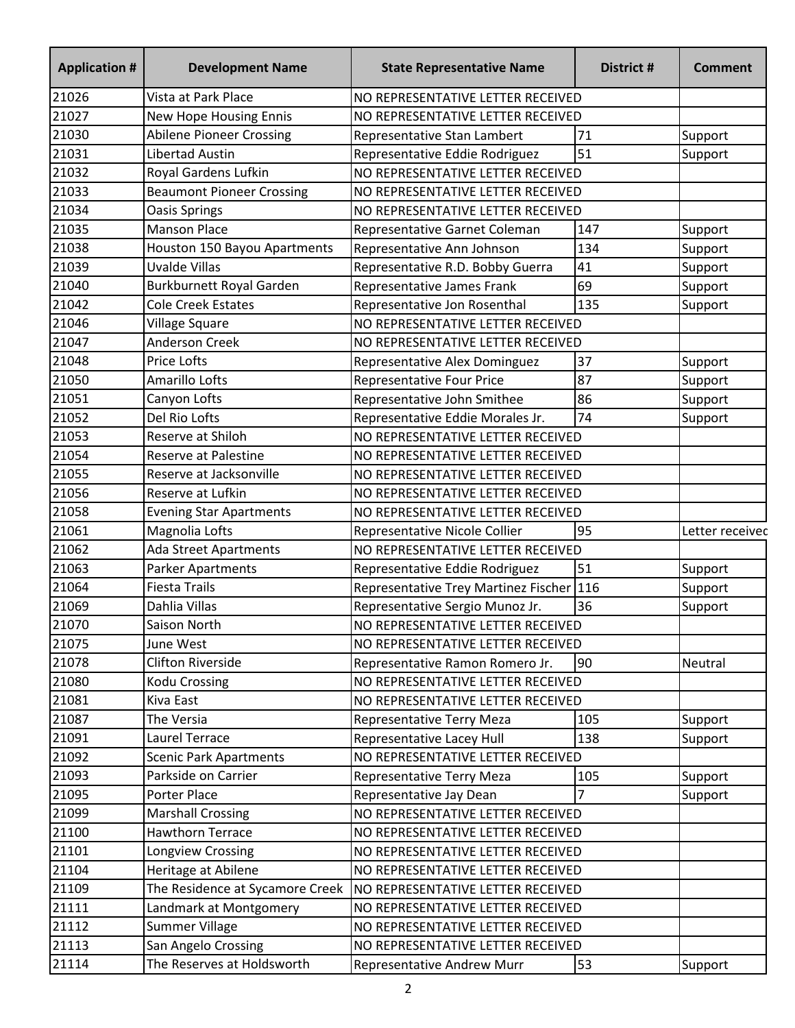| Application # | Development Name | State Representative Name | District # | Comment |
|---|---|---|---|---|
| 21026 | Vista at Park Place | NO REPRESENTATIVE LETTER RECEIVED | | |
| 21027 | New Hope Housing Ennis | NO REPRESENTATIVE LETTER RECEIVED | | |
| 21030 | Abilene Pioneer Crossing | Representative Stan Lambert | 71 | Support |
| 21031 | Libertad Austin | Representative Eddie Rodriguez | 51 | Support |
| 21032 | Royal Gardens Lufkin | NO REPRESENTATIVE LETTER RECEIVED | | |
| 21033 | Beaumont Pioneer Crossing | NO REPRESENTATIVE LETTER RECEIVED | | |
| 21034 | Oasis Springs | NO REPRESENTATIVE LETTER RECEIVED | | |
| 21035 | Manson Place | Representative Garnet Coleman | 147 | Support |
| 21038 | Houston 150 Bayou Apartments | Representative Ann Johnson | 134 | Support |
| 21039 | Uvalde Villas | Representative R.D. Bobby Guerra | 41 | Support |
| 21040 | Burkburnett Royal Garden | Representative James Frank | 69 | Support |
| 21042 | Cole Creek Estates | Representative Jon Rosenthal | 135 | Support |
| 21046 | Village Square | NO REPRESENTATIVE LETTER RECEIVED | | |
| 21047 | Anderson Creek | NO REPRESENTATIVE LETTER RECEIVED | | |
| 21048 | Price Lofts | Representative Alex Dominguez | 37 | Support |
| 21050 | Amarillo Lofts | Representative Four Price | 87 | Support |
| 21051 | Canyon Lofts | Representative John Smithee | 86 | Support |
| 21052 | Del Rio Lofts | Representative Eddie Morales Jr. | 74 | Support |
| 21053 | Reserve at Shiloh | NO REPRESENTATIVE LETTER RECEIVED | | |
| 21054 | Reserve at Palestine | NO REPRESENTATIVE LETTER RECEIVED | | |
| 21055 | Reserve at Jacksonville | NO REPRESENTATIVE LETTER RECEIVED | | |
| 21056 | Reserve at Lufkin | NO REPRESENTATIVE LETTER RECEIVED | | |
| 21058 | Evening Star Apartments | NO REPRESENTATIVE LETTER RECEIVED | | |
| 21061 | Magnolia Lofts | Representative Nicole Collier | 95 | Letter received |
| 21062 | Ada Street Apartments | NO REPRESENTATIVE LETTER RECEIVED | | |
| 21063 | Parker Apartments | Representative Eddie Rodriguez | 51 | Support |
| 21064 | Fiesta Trails | Representative Trey Martinez Fischer | 116 | Support |
| 21069 | Dahlia Villas | Representative Sergio Munoz Jr. | 36 | Support |
| 21070 | Saison North | NO REPRESENTATIVE LETTER RECEIVED | | |
| 21075 | June West | NO REPRESENTATIVE LETTER RECEIVED | | |
| 21078 | Clifton Riverside | Representative Ramon Romero Jr. | 90 | Neutral |
| 21080 | Kodu Crossing | NO REPRESENTATIVE LETTER RECEIVED | | |
| 21081 | Kiva East | NO REPRESENTATIVE LETTER RECEIVED | | |
| 21087 | The Versia | Representative Terry Meza | 105 | Support |
| 21091 | Laurel Terrace | Representative Lacey Hull | 138 | Support |
| 21092 | Scenic Park Apartments | NO REPRESENTATIVE LETTER RECEIVED | | |
| 21093 | Parkside on Carrier | Representative Terry Meza | 105 | Support |
| 21095 | Porter Place | Representative Jay Dean | 7 | Support |
| 21099 | Marshall Crossing | NO REPRESENTATIVE LETTER RECEIVED | | |
| 21100 | Hawthorn Terrace | NO REPRESENTATIVE LETTER RECEIVED | | |
| 21101 | Longview Crossing | NO REPRESENTATIVE LETTER RECEIVED | | |
| 21104 | Heritage at Abilene | NO REPRESENTATIVE LETTER RECEIVED | | |
| 21109 | The Residence at Sycamore Creek | NO REPRESENTATIVE LETTER RECEIVED | | |
| 21111 | Landmark at Montgomery | NO REPRESENTATIVE LETTER RECEIVED | | |
| 21112 | Summer Village | NO REPRESENTATIVE LETTER RECEIVED | | |
| 21113 | San Angelo Crossing | NO REPRESENTATIVE LETTER RECEIVED | | |
| 21114 | The Reserves at Holdsworth | Representative Andrew Murr | 53 | Support |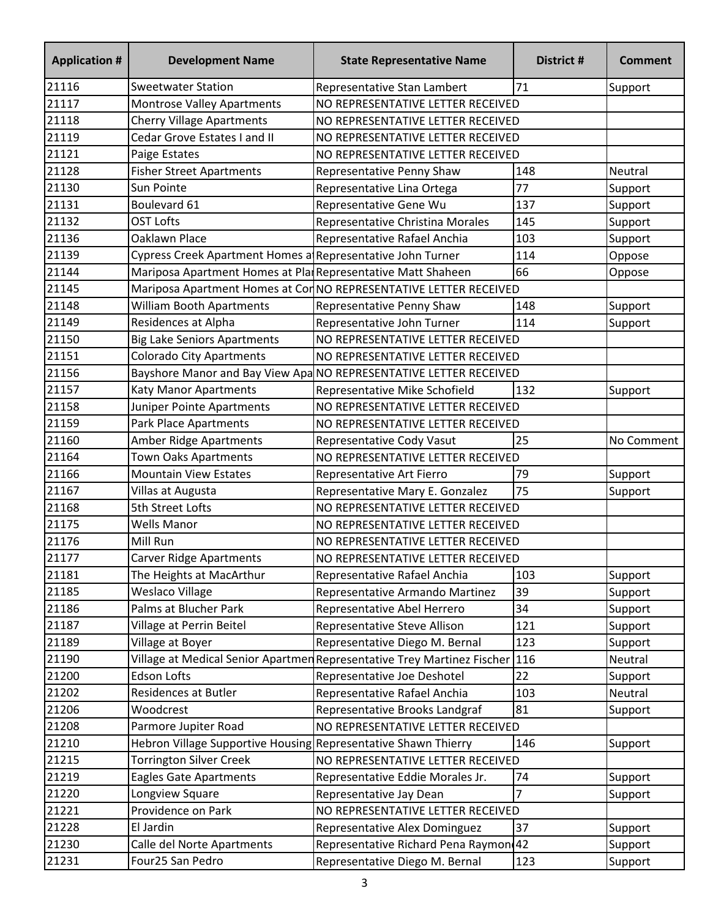| Application # | Development Name | State Representative Name | District # | Comment |
|---|---|---|---|---|
| 21116 | Sweetwater Station | Representative Stan Lambert | 71 | Support |
| 21117 | Montrose Valley Apartments | NO REPRESENTATIVE LETTER RECEIVED | | |
| 21118 | Cherry Village Apartments | NO REPRESENTATIVE LETTER RECEIVED | | |
| 21119 | Cedar Grove Estates I and II | NO REPRESENTATIVE LETTER RECEIVED | | |
| 21121 | Paige Estates | NO REPRESENTATIVE LETTER RECEIVED | | |
| 21128 | Fisher Street Apartments | Representative Penny Shaw | 148 | Neutral |
| 21130 | Sun Pointe | Representative Lina Ortega | 77 | Support |
| 21131 | Boulevard 61 | Representative Gene Wu | 137 | Support |
| 21132 | OST Lofts | Representative Christina Morales | 145 | Support |
| 21136 | Oaklawn Place | Representative Rafael Anchia | 103 | Support |
| 21139 | Cypress Creek Apartment Homes a | Representative John Turner | 114 | Oppose |
| 21144 | Mariposa Apartment Homes at Pla | Representative Matt Shaheen | 66 | Oppose |
| 21145 | Mariposa Apartment Homes at Cor | NO REPRESENTATIVE LETTER RECEIVED | | |
| 21148 | William Booth Apartments | Representative Penny Shaw | 148 | Support |
| 21149 | Residences at Alpha | Representative John Turner | 114 | Support |
| 21150 | Big Lake Seniors Apartments | NO REPRESENTATIVE LETTER RECEIVED | | |
| 21151 | Colorado City Apartments | NO REPRESENTATIVE LETTER RECEIVED | | |
| 21156 | Bayshore Manor and Bay View Apa | NO REPRESENTATIVE LETTER RECEIVED | | |
| 21157 | Katy Manor Apartments | Representative Mike Schofield | 132 | Support |
| 21158 | Juniper Pointe Apartments | NO REPRESENTATIVE LETTER RECEIVED | | |
| 21159 | Park Place Apartments | NO REPRESENTATIVE LETTER RECEIVED | | |
| 21160 | Amber Ridge Apartments | Representative Cody Vasut | 25 | No Comment |
| 21164 | Town Oaks Apartments | NO REPRESENTATIVE LETTER RECEIVED | | |
| 21166 | Mountain View Estates | Representative Art Fierro | 79 | Support |
| 21167 | Villas at Augusta | Representative Mary E. Gonzalez | 75 | Support |
| 21168 | 5th Street Lofts | NO REPRESENTATIVE LETTER RECEIVED | | |
| 21175 | Wells Manor | NO REPRESENTATIVE LETTER RECEIVED | | |
| 21176 | Mill Run | NO REPRESENTATIVE LETTER RECEIVED | | |
| 21177 | Carver Ridge Apartments | NO REPRESENTATIVE LETTER RECEIVED | | |
| 21181 | The Heights at MacArthur | Representative Rafael Anchia | 103 | Support |
| 21185 | Weslaco Village | Representative Armando Martinez | 39 | Support |
| 21186 | Palms at Blucher Park | Representative Abel Herrero | 34 | Support |
| 21187 | Village at Perrin Beitel | Representative Steve Allison | 121 | Support |
| 21189 | Village at Boyer | Representative Diego M. Bernal | 123 | Support |
| 21190 | Village at Medical Senior Apartmen | Representative Trey Martinez Fischer | 116 | Neutral |
| 21200 | Edson Lofts | Representative Joe Deshotel | 22 | Support |
| 21202 | Residences at Butler | Representative Rafael Anchia | 103 | Neutral |
| 21206 | Woodcrest | Representative Brooks Landgraf | 81 | Support |
| 21208 | Parmore Jupiter Road | NO REPRESENTATIVE LETTER RECEIVED | | |
| 21210 | Hebron Village Supportive Housing | Representative Shawn Thierry | 146 | Support |
| 21215 | Torrington Silver Creek | NO REPRESENTATIVE LETTER RECEIVED | | |
| 21219 | Eagles Gate Apartments | Representative Eddie Morales Jr. | 74 | Support |
| 21220 | Longview Square | Representative Jay Dean | 7 | Support |
| 21221 | Providence on Park | NO REPRESENTATIVE LETTER RECEIVED | | |
| 21228 | El Jardin | Representative Alex Dominguez | 37 | Support |
| 21230 | Calle del Norte Apartments | Representative Richard Pena Raymon | 42 | Support |
| 21231 | Four25 San Pedro | Representative Diego M. Bernal | 123 | Support |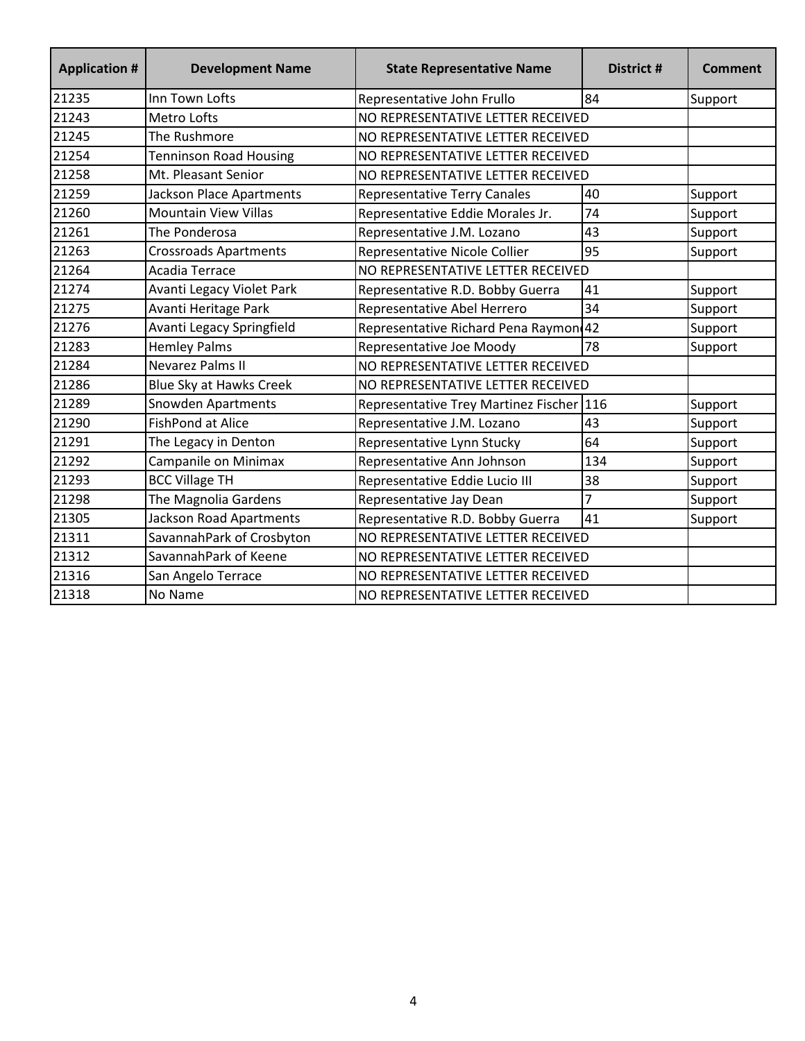| Application # | Development Name | State Representative Name | District # | Comment |
|---|---|---|---|---|
| 21235 | Inn Town Lofts | Representative John Frullo | 84 | Support |
| 21243 | Metro Lofts | NO REPRESENTATIVE LETTER RECEIVED | | |
| 21245 | The Rushmore | NO REPRESENTATIVE LETTER RECEIVED | | |
| 21254 | Tenninson Road Housing | NO REPRESENTATIVE LETTER RECEIVED | | |
| 21258 | Mt. Pleasant Senior | NO REPRESENTATIVE LETTER RECEIVED | | |
| 21259 | Jackson Place Apartments | Representative Terry Canales | 40 | Support |
| 21260 | Mountain View Villas | Representative Eddie Morales Jr. | 74 | Support |
| 21261 | The Ponderosa | Representative J.M. Lozano | 43 | Support |
| 21263 | Crossroads Apartments | Representative Nicole Collier | 95 | Support |
| 21264 | Acadia Terrace | NO REPRESENTATIVE LETTER RECEIVED | | |
| 21274 | Avanti Legacy Violet Park | Representative R.D. Bobby Guerra | 41 | Support |
| 21275 | Avanti Heritage Park | Representative Abel Herrero | 34 | Support |
| 21276 | Avanti Legacy Springfield | Representative Richard Pena Raymon | 42 | Support |
| 21283 | Hemley Palms | Representative Joe Moody | 78 | Support |
| 21284 | Nevarez Palms II | NO REPRESENTATIVE LETTER RECEIVED | | |
| 21286 | Blue Sky at Hawks Creek | NO REPRESENTATIVE LETTER RECEIVED | | |
| 21289 | Snowden Apartments | Representative Trey Martinez Fischer | 116 | Support |
| 21290 | FishPond at Alice | Representative J.M. Lozano | 43 | Support |
| 21291 | The Legacy in Denton | Representative Lynn Stucky | 64 | Support |
| 21292 | Campanile on Minimax | Representative Ann Johnson | 134 | Support |
| 21293 | BCC Village TH | Representative Eddie Lucio III | 38 | Support |
| 21298 | The Magnolia Gardens | Representative Jay Dean | 7 | Support |
| 21305 | Jackson Road Apartments | Representative R.D. Bobby Guerra | 41 | Support |
| 21311 | SavannahPark of Crosbyton | NO REPRESENTATIVE LETTER RECEIVED | | |
| 21312 | SavannahPark of Keene | NO REPRESENTATIVE LETTER RECEIVED | | |
| 21316 | San Angelo Terrace | NO REPRESENTATIVE LETTER RECEIVED | | |
| 21318 | No Name | NO REPRESENTATIVE LETTER RECEIVED | | |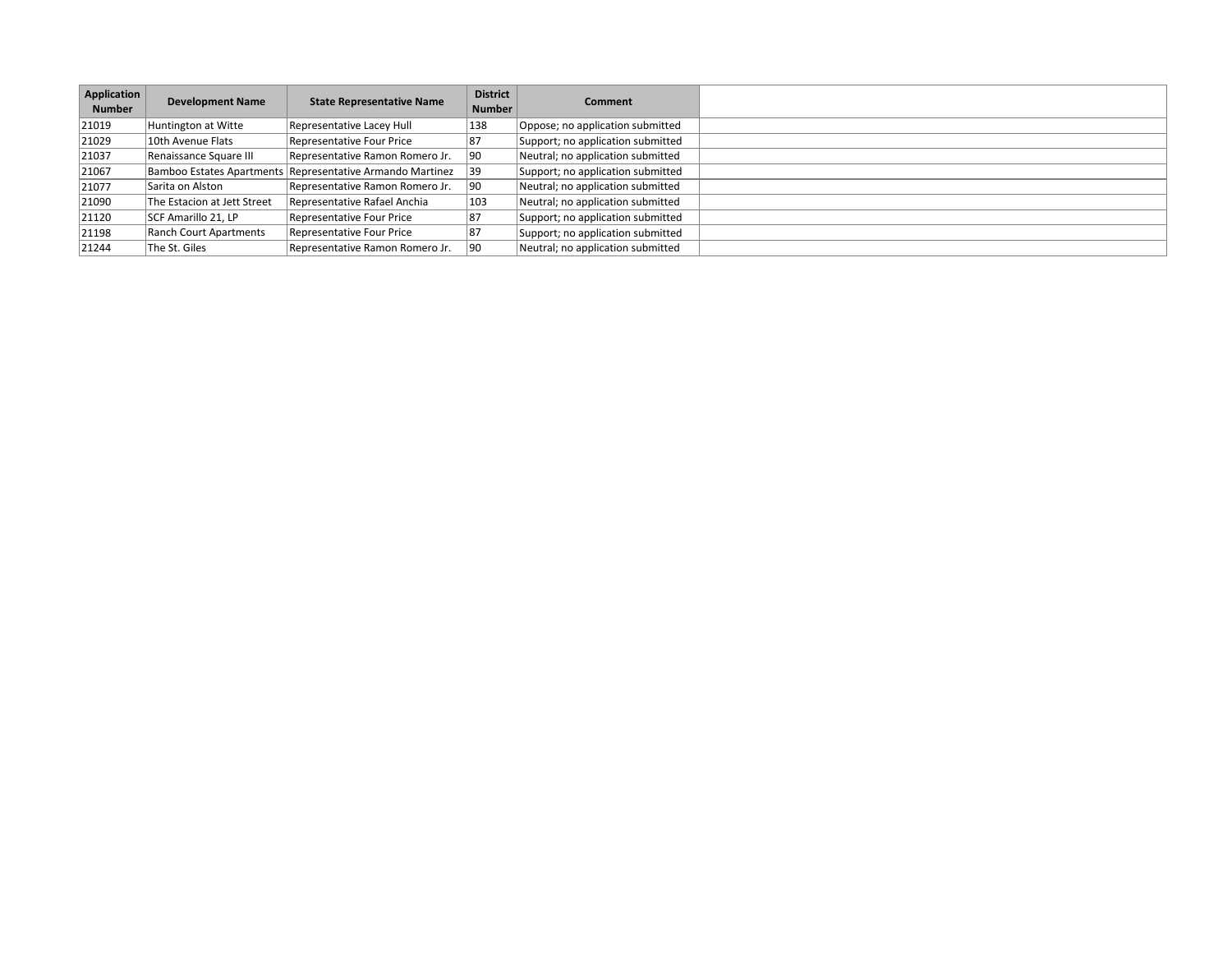| Application Number | Development Name | State Representative Name | District Number | Comment | |
|---|---|---|---|---|---|
| 21019 | Huntington at Witte | Representative Lacey Hull | 138 | Oppose; no application submitted | |
| 21029 | 10th Avenue Flats | Representative Four Price | 87 | Support; no application submitted | |
| 21037 | Renaissance Square III | Representative Ramon Romero Jr. | 90 | Neutral; no application submitted | |
| 21067 | Bamboo Estates Apartments | Representative Armando Martinez | 39 | Support; no application submitted | |
| 21077 | Sarita on Alston | Representative Ramon Romero Jr. | 90 | Neutral; no application submitted | |
| 21090 | The Estacion at Jett Street | Representative Rafael Anchia | 103 | Neutral; no application submitted | |
| 21120 | SCF Amarillo 21, LP | Representative Four Price | 87 | Support; no application submitted | |
| 21198 | Ranch Court Apartments | Representative Four Price | 87 | Support; no application submitted | |
| 21244 | The St. Giles | Representative Ramon Romero Jr. | 90 | Neutral; no application submitted | |